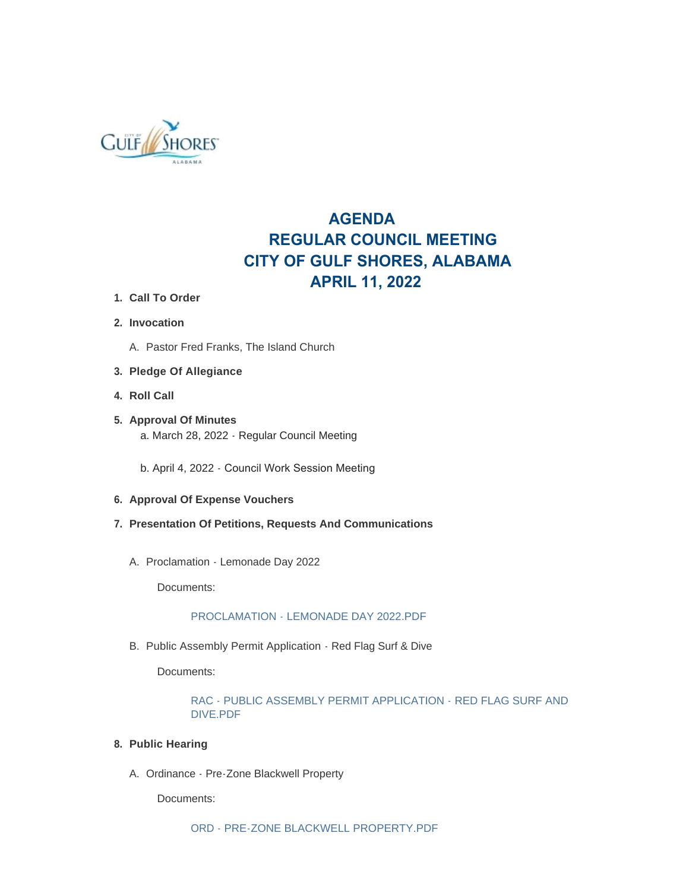# AGENDA
# REGULAR COUNCIL MEETING
# CITY OF GULF SHORES, ALABAMA
# APRIL 11, 2022

1. **Call To Order**
2. **Invocation**
   A. Pastor Fred Franks, The Island Church
3. **Pledge Of Allegiance**
4. **Roll Call**
5. **Approval Of Minutes**
   a. March 28, 2022 - Regular Council Meeting

   b. April 4, 2022 - Council Work Session Meeting
6. **Approval Of Expense Vouchers**
7. **Presentation Of Petitions, Requests And Communications**

   A. Proclamation - Lemonade Day 2022

      Documents:

      PROCLAMATION - LEMONADE DAY 2022.PDF

   B. Public Assembly Permit Application - Red Flag Surf & Dive

      Documents:

      RAC - PUBLIC ASSEMBLY PERMIT APPLICATION - RED FLAG SURF AND DIVE.PDF
8. **Public Hearing**

   A. Ordinance - Pre-Zone Blackwell Property

      Documents:

      ORD - PRE-ZONE BLACKWELL PROPERTY.PDF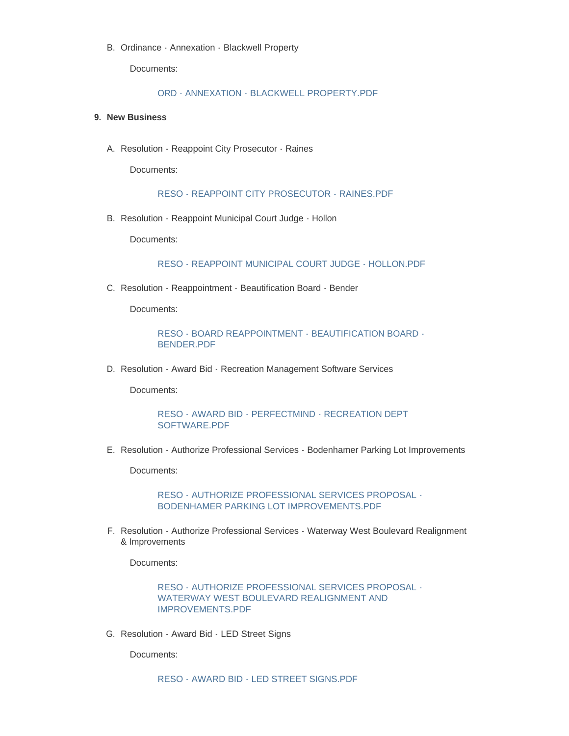B. Ordinance - Annexation - Blackwell Property

Documents:

ORD - ANNEXATION - BLACKWELL PROPERTY.PDF

**9. New Business**

A. Resolution - Reappoint City Prosecutor - Raines

Documents:

RESO - REAPPOINT CITY PROSECUTOR - RAINES.PDF

B. Resolution - Reappoint Municipal Court Judge - Hollon

Documents:

RESO - REAPPOINT MUNICIPAL COURT JUDGE - HOLLON.PDF

C. Resolution - Reappointment - Beautification Board - Bender

Documents:

RESO - BOARD REAPPOINTMENT - BEAUTIFICATION BOARD - BENDER.PDF

D. Resolution - Award Bid - Recreation Management Software Services

Documents:

RESO - AWARD BID - PERFECTMIND - RECREATION DEPT SOFTWARE.PDF

E. Resolution - Authorize Professional Services - Bodenhamer Parking Lot Improvements

Documents:

RESO - AUTHORIZE PROFESSIONAL SERVICES PROPOSAL - BODENHAMER PARKING LOT IMPROVEMENTS.PDF

F. Resolution - Authorize Professional Services - Waterway West Boulevard Realignment & Improvements

Documents:

RESO - AUTHORIZE PROFESSIONAL SERVICES PROPOSAL - WATERWAY WEST BOULEVARD REALIGNMENT AND IMPROVEMENTS.PDF

G. Resolution - Award Bid - LED Street Signs

Documents:

RESO - AWARD BID - LED STREET SIGNS.PDF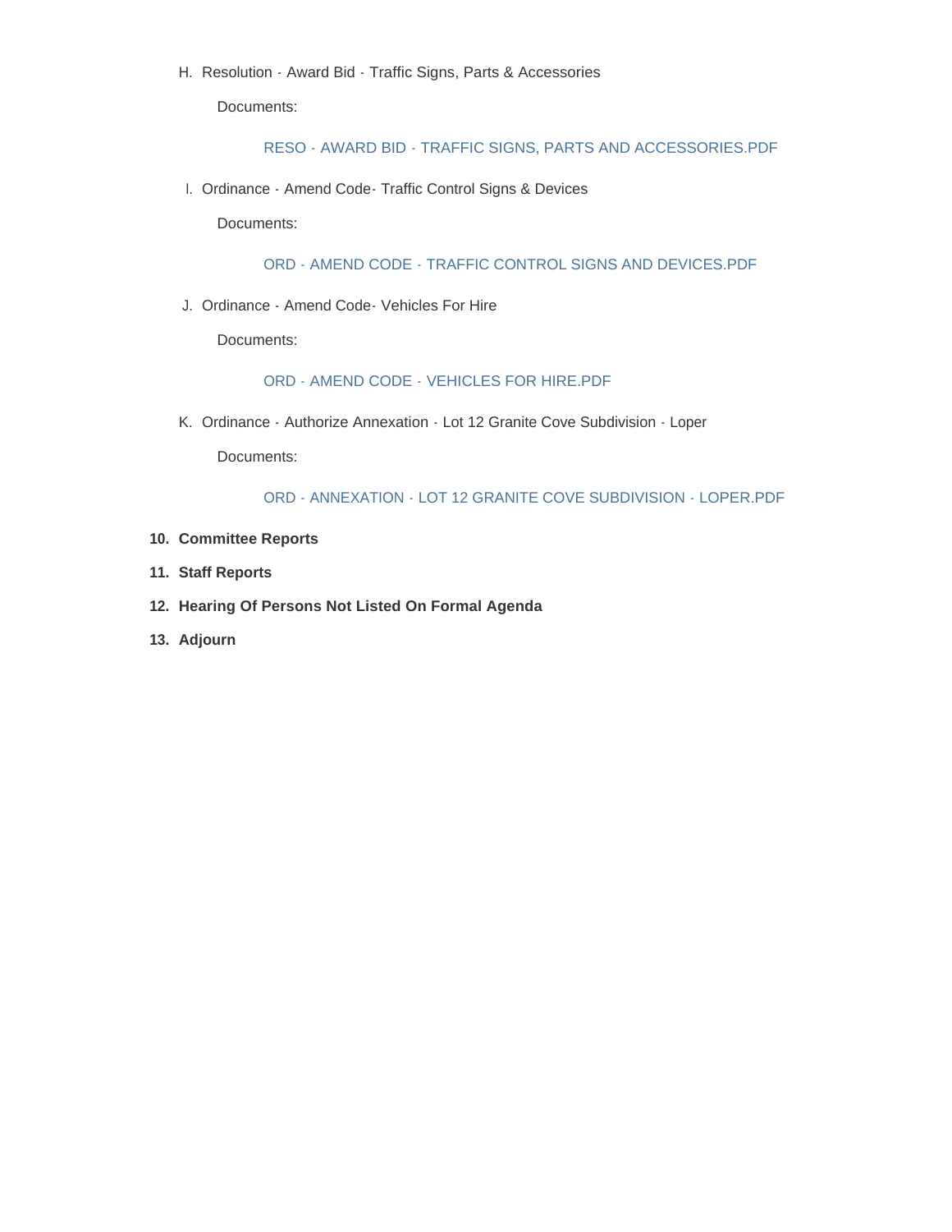H. Resolution - Award Bid - Traffic Signs, Parts & Accessories

   Documents:

   RESO - AWARD BID - TRAFFIC SIGNS, PARTS AND ACCESSORIES.PDF

I. Ordinance - Amend Code- Traffic Control Signs & Devices

   Documents:

   ORD - AMEND CODE - TRAFFIC CONTROL SIGNS AND DEVICES.PDF

J. Ordinance - Amend Code- Vehicles For Hire

   Documents:

   ORD - AMEND CODE - VEHICLES FOR HIRE.PDF

K. Ordinance - Authorize Annexation - Lot 12 Granite Cove Subdivision - Loper

   Documents:

   ORD - ANNEXATION - LOT 12 GRANITE COVE SUBDIVISION - LOPER.PDF

**10. Committee Reports**

**11. Staff Reports**

**12. Hearing Of Persons Not Listed On Formal Agenda**

**13. Adjourn**